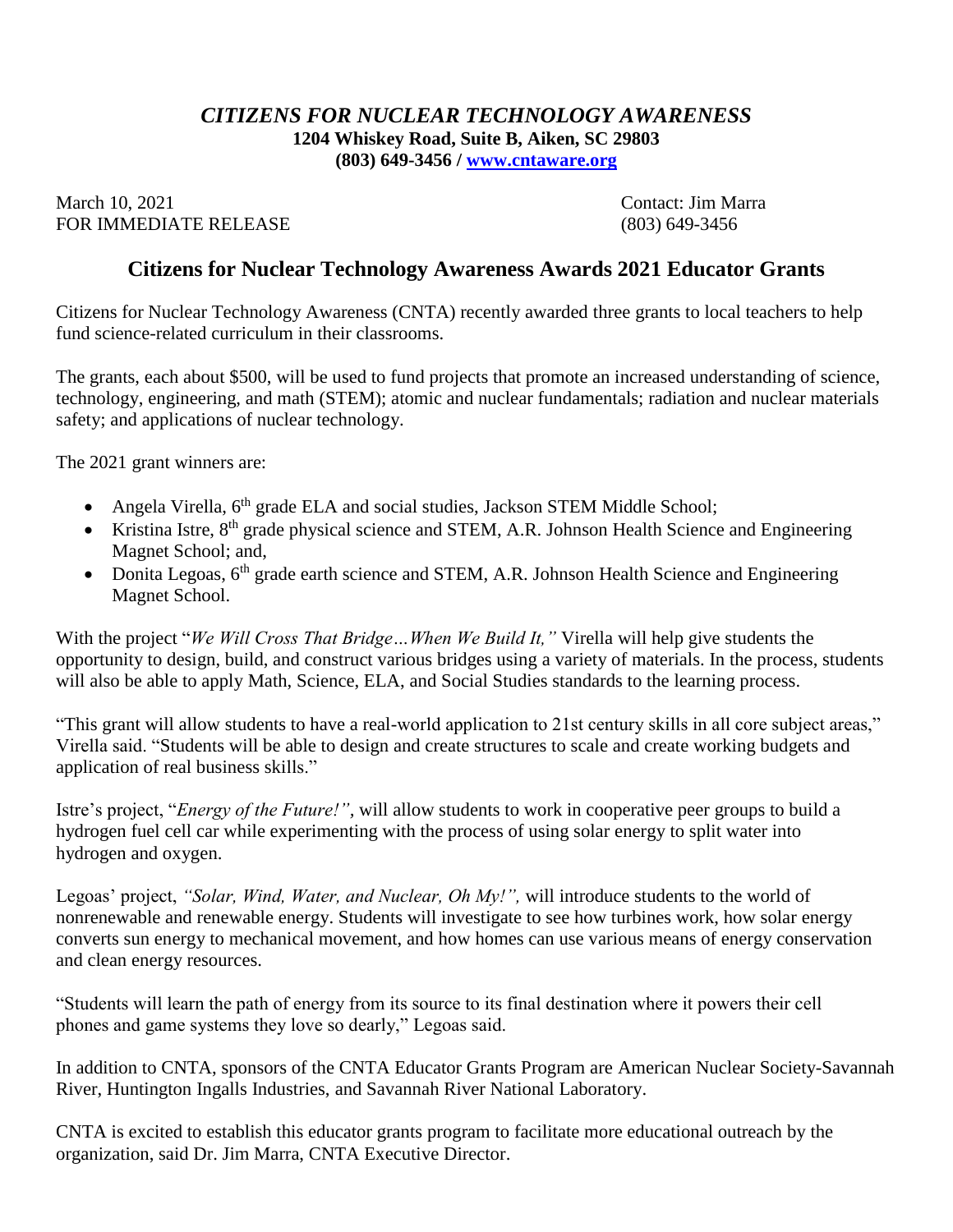*CITIZENS FOR NUCLEAR TECHNOLOGY AWARENESS*
**1204 Whiskey Road, Suite B, Aiken, SC 29803**
**(803) 649-3456 / [www.cntaware.org](http://www.cntaware.org)**

March 10, 2021
FOR IMMEDIATE RELEASE

Contact: Jim Marra
(803) 649-3456

## Citizens for Nuclear Technology Awareness Awards 2021 Educator Grants

Citizens for Nuclear Technology Awareness (CNTA) recently awarded three grants to local teachers to help fund science-related curriculum in their classrooms.

The grants, each about $500, will be used to fund projects that promote an increased understanding of science, technology, engineering, and math (STEM); atomic and nuclear fundamentals; radiation and nuclear materials safety; and applications of nuclear technology.

The 2021 grant winners are:

- Angela Virella, 6th grade ELA and social studies, Jackson STEM Middle School;
- Kristina Istre, 8th grade physical science and STEM, A.R. Johnson Health Science and Engineering Magnet School; and,
- Donita Legoas, 6th grade earth science and STEM, A.R. Johnson Health Science and Engineering Magnet School.

With the project "*We Will Cross That Bridge…When We Build It,"* Virella will help give students the opportunity to design, build, and construct various bridges using a variety of materials. In the process, students will also be able to apply Math, Science, ELA, and Social Studies standards to the learning process.

"This grant will allow students to have a real-world application to 21st century skills in all core subject areas," Virella said. "Students will be able to design and create structures to scale and create working budgets and application of real business skills."

Istre's project, "*Energy of the Future!"*, will allow students to work in cooperative peer groups to build a hydrogen fuel cell car while experimenting with the process of using solar energy to split water into hydrogen and oxygen.

Legoas' project, *"Solar, Wind, Water, and Nuclear, Oh My!",* will introduce students to the world of nonrenewable and renewable energy. Students will investigate to see how turbines work, how solar energy converts sun energy to mechanical movement, and how homes can use various means of energy conservation and clean energy resources.

"Students will learn the path of energy from its source to its final destination where it powers their cell phones and game systems they love so dearly," Legoas said.

In addition to CNTA, sponsors of the CNTA Educator Grants Program are American Nuclear Society-Savannah River, Huntington Ingalls Industries, and Savannah River National Laboratory.

CNTA is excited to establish this educator grants program to facilitate more educational outreach by the organization, said Dr. Jim Marra, CNTA Executive Director.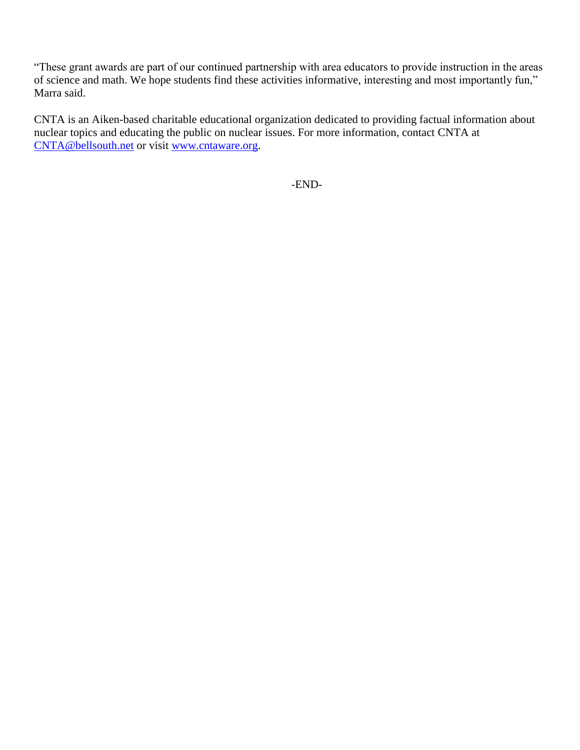"These grant awards are part of our continued partnership with area educators to provide instruction in the areas of science and math. We hope students find these activities informative, interesting and most importantly fun," Marra said.

CNTA is an Aiken-based charitable educational organization dedicated to providing factual information about nuclear topics and educating the public on nuclear issues. For more information, contact CNTA at CNTA@bellsouth.net or visit www.cntaware.org.

-END-